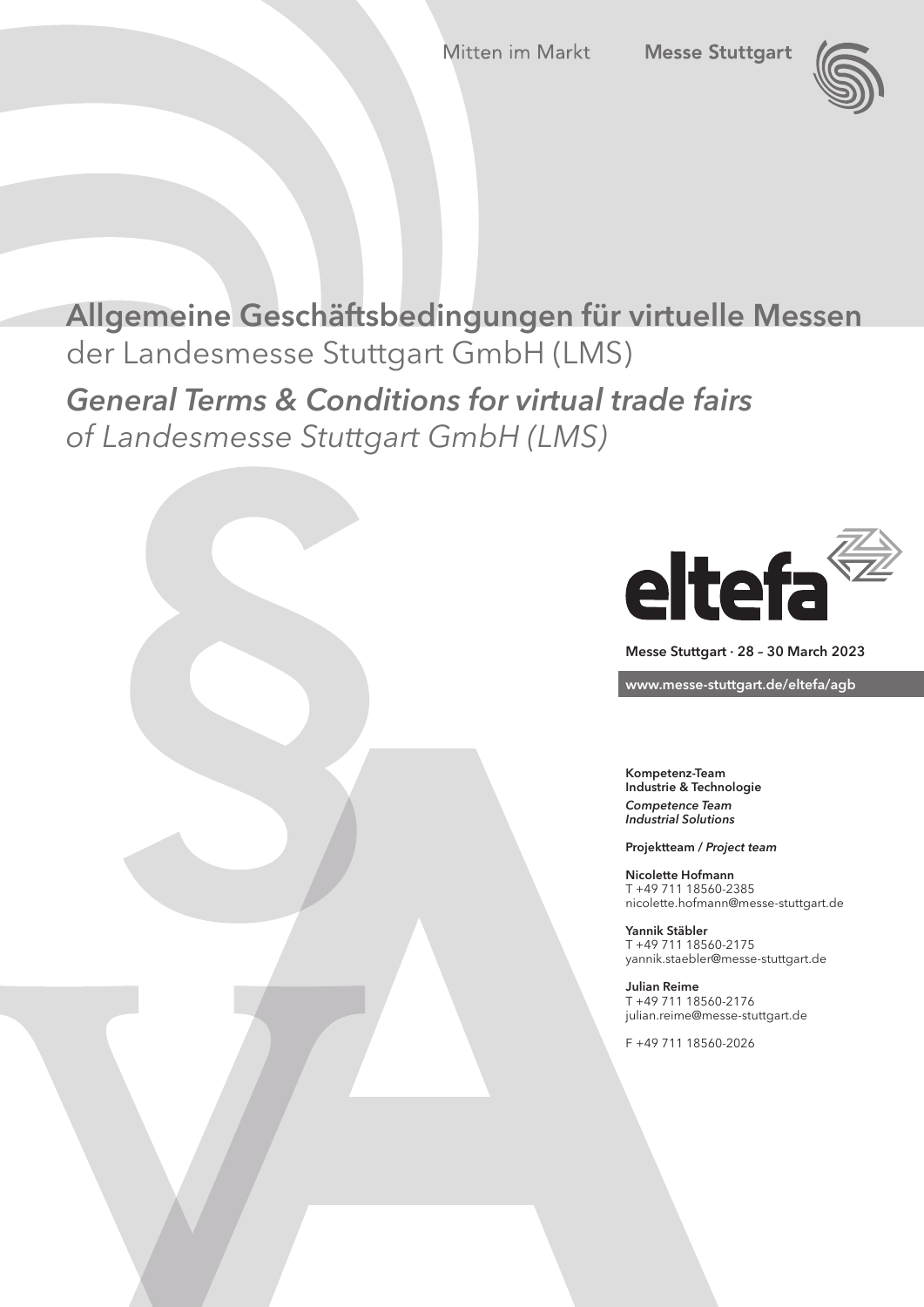Mitten im Markt **Messe Stuttgart**

# Allgemeine Geschäftsbedingungen für virtuelle Messen
der Landesmesse Stuttgart GmbH (LMS)

# *General Terms & Conditions for virtual trade fairs*
*of Landesmesse Stuttgart GmbH (LMS)*

eltefa

**Messe Stuttgart · 28 – 30 March 2023**

**www.messe-stuttgart.de/eltefa/agb**

**Kompetenz-Team**
**Industrie & Technologie**
***Competence Team***
***Industrial Solutions***

**Projektteam /** ***Project team***

**Nicolette Hofmann**
T +49 711 18560-2385
nicolette.hofmann@messe-stuttgart.de

**Yannik Stäbler**
T +49 711 18560-2175
yannik.staebler@messe-stuttgart.de

**Julian Reime**
T +49 711 18560-2176
julian.reime@messe-stuttgart.de

F +49 711 18560-2026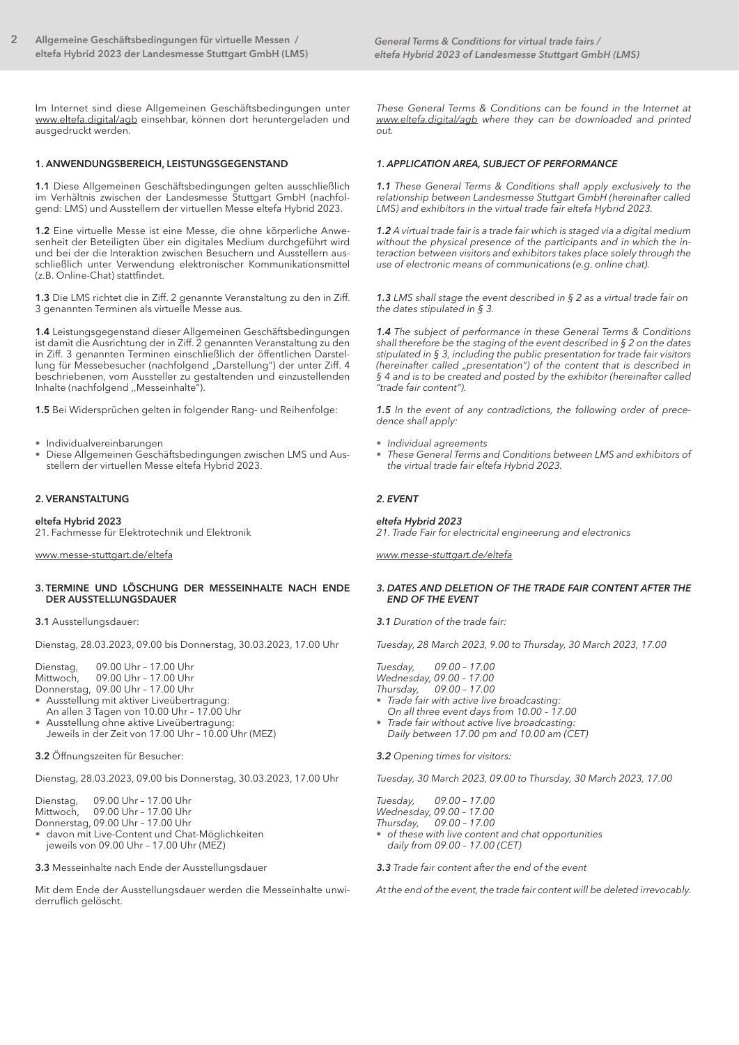Im Internet sind diese Allgemeinen Geschäftsbedingungen unter www.eltefa.digital/agb einsehbar, können dort heruntergeladen und ausgedruckt werden.

## 1. ANWENDUNGSBEREICH, LEISTUNGSGEGENSTAND

**1.1** Diese Allgemeinen Geschäftsbedingungen gelten ausschließlich im Verhältnis zwischen der Landesmesse Stuttgart GmbH (nachfolgend: LMS) und Ausstellern der virtuellen Messe eltefa Hybrid 2023.

**1.2** Eine virtuelle Messe ist eine Messe, die ohne körperliche Anwesenheit der Beteiligten über ein digitales Medium durchgeführt wird und bei der die Interaktion zwischen Besuchern und Ausstellern ausschließlich unter Verwendung elektronischer Kommunikationsmittel (z.B. Online-Chat) stattfindet.

**1.3** Die LMS richtet die in Ziff. 2 genannte Veranstaltung zu den in Ziff. 3 genannten Terminen als virtuelle Messe aus.

**1.4** Leistungsgegenstand dieser Allgemeinen Geschäftsbedingungen ist damit die Ausrichtung der in Ziff. 2 genannten Veranstaltung zu den in Ziff. 3 genannten Terminen einschließlich der öffentlichen Darstellung für Messebesucher (nachfolgend „Darstellung") der unter Ziff. 4 beschriebenen, vom Aussteller zu gestaltenden und einzustellenden Inhalte (nachfolgend ,,Messeinhalte").

**1.5** Bei Widersprüchen gelten in folgender Rang- und Reihenfolge:

- Individualvereinbarungen
- Diese Allgemeinen Geschäftsbedingungen zwischen LMS und Ausstellern der virtuellen Messe eltefa Hybrid 2023.

## 2. VERANSTALTUNG

**eltefa Hybrid 2023**
21. Fachmesse für Elektrotechnik und Elektronik

www.messe-stuttgart.de/eltefa

## 3. TERMINE UND LÖSCHUNG DER MESSEINHALTE NACH ENDE DER AUSSTELLUNGSDAUER

**3.1** Ausstellungsdauer:

Dienstag, 28.03.2023, 09.00 bis Donnerstag, 30.03.2023, 17.00 Uhr

Dienstag, 09.00 Uhr – 17.00 Uhr
Mittwoch, 09.00 Uhr – 17.00 Uhr
Donnerstag, 09.00 Uhr – 17.00 Uhr

- Ausstellung mit aktiver Liveübertragung:
  An allen 3 Tagen von 10.00 Uhr – 17.00 Uhr
- Ausstellung ohne aktive Liveübertragung:
  Jeweils in der Zeit von 17.00 Uhr – 10.00 Uhr (MEZ)

**3.2** Öffnungszeiten für Besucher:

Dienstag, 28.03.2023, 09.00 bis Donnerstag, 30.03.2023, 17.00 Uhr

Dienstag, 09.00 Uhr – 17.00 Uhr
Mittwoch, 09.00 Uhr – 17.00 Uhr
Donnerstag, 09.00 Uhr – 17.00 Uhr

- davon mit Live-Content und Chat-Möglichkeiten
  jeweils von 09.00 Uhr – 17.00 Uhr (MEZ)

**3.3** Messeinhalte nach Ende der Ausstellungsdauer

Mit dem Ende der Ausstellungsdauer werden die Messeinhalte unwiderruflich gelöscht.

---

*These General Terms & Conditions can be found in the Internet at www.eltefa.digital/agb where they can be downloaded and printed out.*

## *1. APPLICATION AREA, SUBJECT OF PERFORMANCE*

***1.1*** *These General Terms & Conditions shall apply exclusively to the relationship between Landesmesse Stuttgart GmbH (hereinafter called LMS) and exhibitors in the virtual trade fair eltefa Hybrid 2023.*

***1.2*** *A virtual trade fair is a trade fair which is staged via a digital medium without the physical presence of the participants and in which the interaction between visitors and exhibitors takes place solely through the use of electronic means of communications (e.g. online chat).*

***1.3*** *LMS shall stage the event described in § 2 as a virtual trade fair on the dates stipulated in § 3.*

***1.4*** *The subject of performance in these General Terms & Conditions shall therefore be the staging of the event described in § 2 on the dates stipulated in § 3, including the public presentation for trade fair visitors (hereinafter called „presentation") of the content that is described in § 4 and is to be created and posted by the exhibitor (hereinafter called "trade fair content").*

***1.5*** *In the event of any contradictions, the following order of precedence shall apply:*

- *Individual agreements*
- *These General Terms and Conditions between LMS and exhibitors of the virtual trade fair eltefa Hybrid 2023.*

## *2. EVENT*

***eltefa Hybrid 2023***
*21. Trade Fair for electricital engineerung and electronics*

*www.messe-stuttgart.de/eltefa*

## *3. DATES AND DELETION OF THE TRADE FAIR CONTENT AFTER THE END OF THE EVENT*

***3.1*** *Duration of the trade fair:*

*Tuesday, 28 March 2023, 9.00 to Thursday, 30 March 2023, 17.00*

*Tuesday, 09.00 – 17.00*
*Wednesday, 09.00 – 17.00*
*Thursday, 09.00 – 17.00*

- *Trade fair with active live broadcasting:*
  *On all three event days from 10.00 – 17.00*
- *Trade fair without active live broadcasting:*
  *Daily between 17.00 pm and 10.00 am (CET)*

***3.2*** *Opening times for visitors:*

*Tuesday, 30 March 2023, 09.00 to Thursday, 30 March 2023, 17.00*

*Tuesday, 09.00 – 17.00*
*Wednesday, 09.00 – 17.00*
*Thursday, 09.00 – 17.00*

- *of these with live content and chat opportunities*
  *daily from 09.00 – 17.00 (CET)*

***3.3*** *Trade fair content after the end of the event*

*At the end of the event, the trade fair content will be deleted irrevocably.*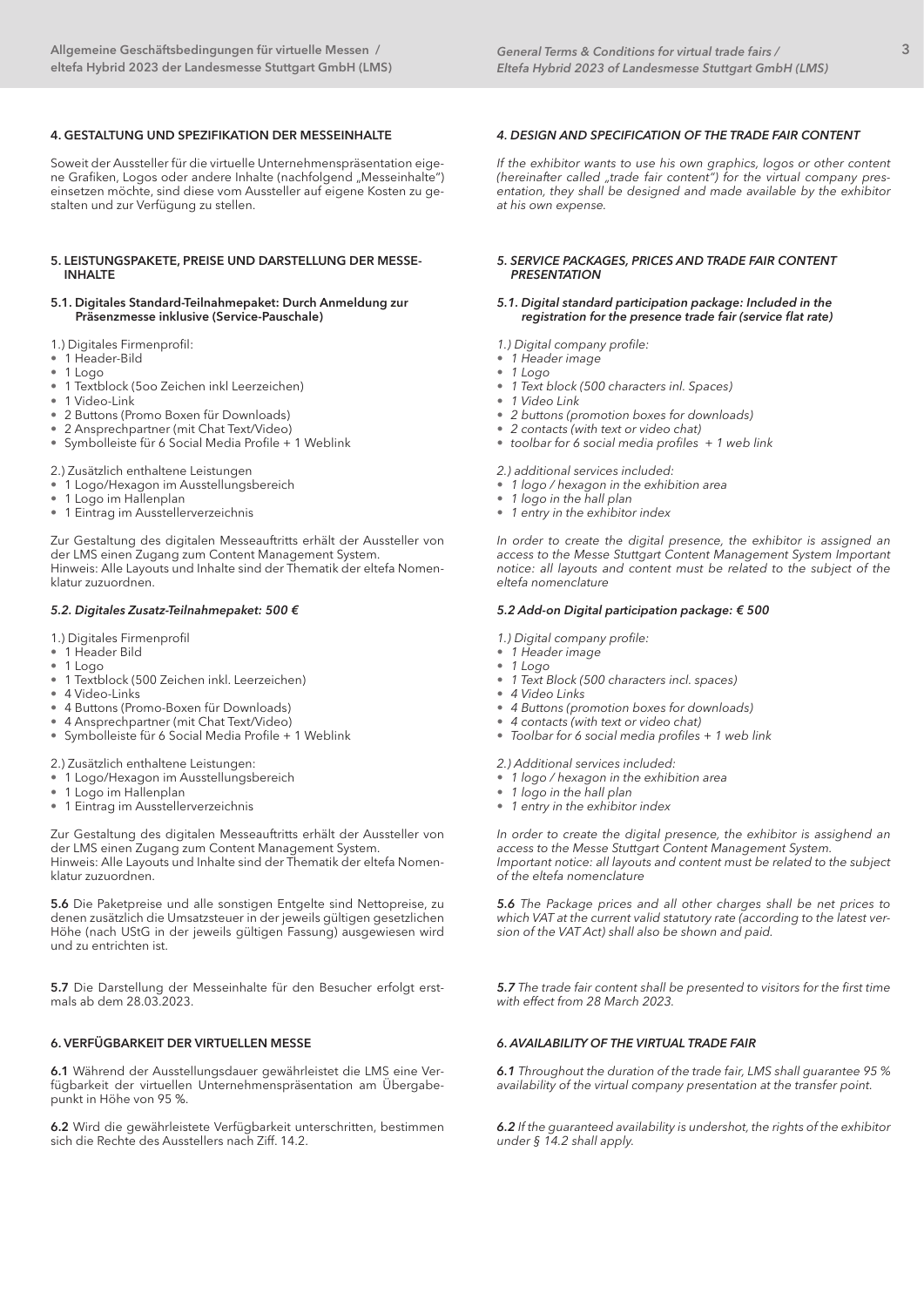## 4. GESTALTUNG UND SPEZIFIKATION DER MESSEINHALTE

Soweit der Aussteller für die virtuelle Unternehmenspräsentation eigene Grafiken, Logos oder andere Inhalte (nachfolgend „Messeinhalte") einsetzen möchte, sind diese vom Aussteller auf eigene Kosten zu gestalten und zur Verfügung zu stellen.

## 5. LEISTUNGSPAKETE, PREISE UND DARSTELLUNG DER MESSE-INHALTE

### 5.1. Digitales Standard-Teilnahmepaket: Durch Anmeldung zur Präsenzmesse inklusive (Service-Pauschale)

1.) Digitales Firmenprofil:

- 1 Header-Bild
- 1 Logo
- 1 Textblock (5oo Zeichen inkl Leerzeichen)
- 1 Video-Link
- 2 Buttons (Promo Boxen für Downloads)
- 2 Ansprechpartner (mit Chat Text/Video)
- Symbolleiste für 6 Social Media Profile + 1 Weblink

2.) Zusätzlich enthaltene Leistungen

- 1 Logo/Hexagon im Ausstellungsbereich
- 1 Logo im Hallenplan
- 1 Eintrag im Ausstellerverzeichnis

Zur Gestaltung des digitalen Messeauftritts erhält der Aussteller von der LMS einen Zugang zum Content Management System.
Hinweis: Alle Layouts und Inhalte sind der Thematik der eltefa Nomenklatur zuzuordnen.

### *5.2. Digitales Zusatz-Teilnahmepaket: 500 €*

1.) Digitales Firmenprofil

- 1 Header Bild
- 1 Logo
- 1 Textblock (500 Zeichen inkl. Leerzeichen)
- 4 Video-Links
- 4 Buttons (Promo-Boxen für Downloads)
- 4 Ansprechpartner (mit Chat Text/Video)
- Symbolleiste für 6 Social Media Profile + 1 Weblink

2.) Zusätzlich enthaltene Leistungen:

- 1 Logo/Hexagon im Ausstellungsbereich
- 1 Logo im Hallenplan
- 1 Eintrag im Ausstellerverzeichnis

Zur Gestaltung des digitalen Messeauftritts erhält der Aussteller von der LMS einen Zugang zum Content Management System.
Hinweis: Alle Layouts und Inhalte sind der Thematik der eltefa Nomenklatur zuzuordnen.

**5.6** Die Paketpreise und alle sonstigen Entgelte sind Nettopreise, zu denen zusätzlich die Umsatzsteuer in der jeweils gültigen gesetzlichen Höhe (nach UStG in der jeweils gültigen Fassung) ausgewiesen wird und zu entrichten ist.

**5.7** Die Darstellung der Messeinhalte für den Besucher erfolgt erstmals ab dem 28.03.2023.

## 6. VERFÜGBARKEIT DER VIRTUELLEN MESSE

**6.1** Während der Ausstellungsdauer gewährleistet die LMS eine Verfügbarkeit der virtuellen Unternehmenspräsentation am Übergabepunkt in Höhe von 95 %.

**6.2** Wird die gewährleistete Verfügbarkeit unterschritten, bestimmen sich die Rechte des Ausstellers nach Ziff. 14.2.

## *4. DESIGN AND SPECIFICATION OF THE TRADE FAIR CONTENT*

*If the exhibitor wants to use his own graphics, logos or other content (hereinafter called „trade fair content") for the virtual company presentation, they shall be designed and made available by the exhibitor at his own expense.*

## *5. SERVICE PACKAGES, PRICES AND TRADE FAIR CONTENT PRESENTATION*

### *5.1. Digital standard participation package: Included in the registration for the presence trade fair (service flat rate)*

*1.) Digital company profile:*

- *1 Header image*
- *1 Logo*
- *1 Text block (500 characters inl. Spaces)*
- *1 Video Link*
- *2 buttons (promotion boxes for downloads)*
- *2 contacts (with text or video chat)*
- *toolbar for 6 social media profiles + 1 web link*

*2.) additional services included:*

- *1 logo / hexagon in the exhibition area*
- *1 logo in the hall plan*
- *1 entry in the exhibitor index*

*In order to create the digital presence, the exhibitor is assigned an access to the Messe Stuttgart Content Management System Important notice: all layouts and content must be related to the subject of the eltefa nomenclature*

### *5.2 Add-on Digital participation package: € 500*

*1.) Digital company profile:*

- *1 Header image*
- *1 Logo*
- *1 Text Block (500 characters incl. spaces)*
- *4 Video Links*
- *4 Buttons (promotion boxes for downloads)*
- *4 contacts (with text or video chat)*
- *Toolbar for 6 social media profiles + 1 web link*

*2.) Additional services included:*

- *1 logo / hexagon in the exhibition area*
- *1 logo in the hall plan*
- *1 entry in the exhibitor index*

*In order to create the digital presence, the exhibitor is assighend an access to the Messe Stuttgart Content Management System.*
*Important notice: all layouts and content must be related to the subject of the eltefa nomenclature*

***5.6*** *The Package prices and all other charges shall be net prices to which VAT at the current valid statutory rate (according to the latest version of the VAT Act) shall also be shown and paid.*

***5.7*** *The trade fair content shall be presented to visitors for the first time with effect from 28 March 2023.*

## *6. AVAILABILITY OF THE VIRTUAL TRADE FAIR*

***6.1*** *Throughout the duration of the trade fair, LMS shall guarantee 95 % availability of the virtual company presentation at the transfer point.*

***6.2*** *If the guaranteed availability is undershot, the rights of the exhibitor under § 14.2 shall apply.*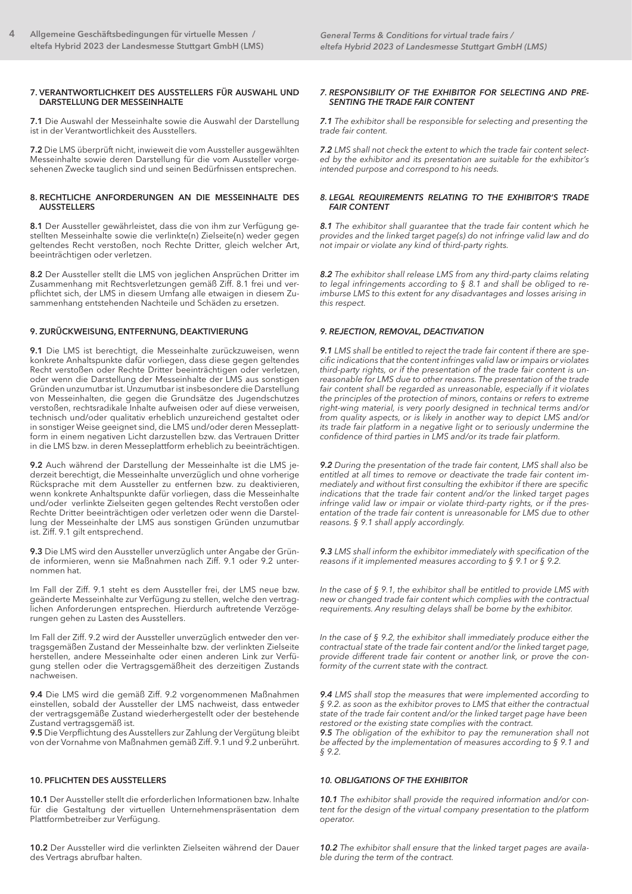## 7. VERANTWORTLICHKEIT DES AUSSTELLERS FÜR AUSWAHL UND DARSTELLUNG DER MESSEINHALTE

**7.1** Die Auswahl der Messeinhalte sowie die Auswahl der Darstellung ist in der Verantwortlichkeit des Ausstellers.

**7.2** Die LMS überprüft nicht, inwieweit die vom Aussteller ausgewählten Messeinhalte sowie deren Darstellung für die vom Aussteller vorgesehenen Zwecke tauglich sind und seinen Bedürfnissen entsprechen.

## 8. RECHTLICHE ANFORDERUNGEN AN DIE MESSEINHALTE DES AUSSTELLERS

**8.1** Der Aussteller gewährleistet, dass die von ihm zur Verfügung gestellten Messeinhalte sowie die verlinkte(n) Zielseite(n) weder gegen geltendes Recht verstoßen, noch Rechte Dritter, gleich welcher Art, beeinträchtigen oder verletzen.

**8.2** Der Aussteller stellt die LMS von jeglichen Ansprüchen Dritter im Zusammenhang mit Rechtsverletzungen gemäß Ziff. 8.1 frei und verpflichtet sich, der LMS in diesem Umfang alle etwaigen in diesem Zusammenhang entstehenden Nachteile und Schäden zu ersetzen.

## 9. ZURÜCKWEISUNG, ENTFERNUNG, DEAKTIVIERUNG

**9.1** Die LMS ist berechtigt, die Messeinhalte zurückzuweisen, wenn konkrete Anhaltspunkte dafür vorliegen, dass diese gegen geltendes Recht verstoßen oder Rechte Dritter beeinträchtigen oder verletzen, oder wenn die Darstellung der Messeinhalte der LMS aus sonstigen Gründen unzumutbar ist. Unzumutbar ist insbesondere die Darstellung von Messeinhalten, die gegen die Grundsätze des Jugendschutzes verstoßen, rechtsradikale Inhalte aufweisen oder auf diese verweisen, technisch und/oder qualitativ erheblich unzureichend gestaltet oder in sonstiger Weise geeignet sind, die LMS und/oder deren Messeplattform in einem negativen Licht darzustellen bzw. das Vertrauen Dritter in die LMS bzw. in deren Messeplattform erheblich zu beeinträchtigen.

**9.2** Auch während der Darstellung der Messeinhalte ist die LMS jederzeit berechtigt, die Messeinhalte unverzüglich und ohne vorherige Rücksprache mit dem Aussteller zu entfernen bzw. zu deaktivieren, wenn konkrete Anhaltspunkte dafür vorliegen, dass die Messeinhalte und/oder verlinkte Zielseiten gegen geltendes Recht verstoßen oder Rechte Dritter beeinträchtigen oder verletzen oder wenn die Darstellung der Messeinhalte der LMS aus sonstigen Gründen unzumutbar ist. Ziff. 9.1 gilt entsprechend.

**9.3** Die LMS wird den Aussteller unverzüglich unter Angabe der Gründe informieren, wenn sie Maßnahmen nach Ziff. 9.1 oder 9.2 unternommen hat.

Im Fall der Ziff. 9.1 steht es dem Aussteller frei, der LMS neue bzw. geänderte Messeinhalte zur Verfügung zu stellen, welche den vertraglichen Anforderungen entsprechen. Hierdurch auftretende Verzögerungen gehen zu Lasten des Ausstellers.

Im Fall der Ziff. 9.2 wird der Aussteller unverzüglich entweder den vertragsgemäßen Zustand der Messeinhalte bzw. der verlinkten Zielseite herstellen, andere Messeinhalte oder einen anderen Link zur Verfügung stellen oder die Vertragsgemäßheit des derzeitigen Zustands nachweisen.

**9.4** Die LMS wird die gemäß Ziff. 9.2 vorgenommenen Maßnahmen einstellen, sobald der Aussteller der LMS nachweist, dass entweder der vertragsgemäße Zustand wiederhergestellt oder der bestehende Zustand vertragsgemäß ist.

**9.5** Die Verpflichtung des Ausstellers zur Zahlung der Vergütung bleibt von der Vornahme von Maßnahmen gemäß Ziff. 9.1 und 9.2 unberührt.

## 10. PFLICHTEN DES AUSSTELLERS

**10.1** Der Aussteller stellt die erforderlichen Informationen bzw. Inhalte für die Gestaltung der virtuellen Unternehmenspräsentation dem Plattformbetreiber zur Verfügung.

**10.2** Der Aussteller wird die verlinkten Zielseiten während der Dauer des Vertrags abrufbar halten.

## *7. RESPONSIBILITY OF THE EXHIBITOR FOR SELECTING AND PRESENTING THE TRADE FAIR CONTENT*

***7.1*** *The exhibitor shall be responsible for selecting and presenting the trade fair content.*

***7.2*** *LMS shall not check the extent to which the trade fair content selected by the exhibitor and its presentation are suitable for the exhibitor's intended purpose and correspond to his needs.*

## *8. LEGAL REQUIREMENTS RELATING TO THE EXHIBITOR'S TRADE FAIR CONTENT*

***8.1*** *The exhibitor shall guarantee that the trade fair content which he provides and the linked target page(s) do not infringe valid law and do not impair or violate any kind of third-party rights.*

***8.2*** *The exhibitor shall release LMS from any third-party claims relating to legal infringements according to § 8.1 and shall be obliged to reimburse LMS to this extent for any disadvantages and losses arising in this respect.*

## *9. REJECTION, REMOVAL, DEACTIVATION*

***9.1*** *LMS shall be entitled to reject the trade fair content if there are specific indications that the content infringes valid law or impairs or violates third-party rights, or if the presentation of the trade fair content is unreasonable for LMS due to other reasons. The presentation of the trade fair content shall be regarded as unreasonable, especially if it violates the principles of the protection of minors, contains or refers to extreme right-wing material, is very poorly designed in technical terms and/or from quality aspects, or is likely in another way to depict LMS and/or its trade fair platform in a negative light or to seriously undermine the confidence of third parties in LMS and/or its trade fair platform.*

***9.2*** *During the presentation of the trade fair content, LMS shall also be entitled at all times to remove or deactivate the trade fair content immediately and without first consulting the exhibitor if there are specific indications that the trade fair content and/or the linked target pages infringe valid law or impair or violate third-party rights, or if the presentation of the trade fair content is unreasonable for LMS due to other reasons. § 9.1 shall apply accordingly.*

***9.3*** *LMS shall inform the exhibitor immediately with specification of the reasons if it implemented measures according to § 9.1 or § 9.2.*

*In the case of § 9.1, the exhibitor shall be entitled to provide LMS with new or changed trade fair content which complies with the contractual requirements. Any resulting delays shall be borne by the exhibitor.*

*In the case of § 9.2, the exhibitor shall immediately produce either the contractual state of the trade fair content and/or the linked target page, provide different trade fair content or another link, or prove the conformity of the current state with the contract.*

***9.4*** *LMS shall stop the measures that were implemented according to § 9.2. as soon as the exhibitor proves to LMS that either the contractual state of the trade fair content and/or the linked target page have been restored or the existing state complies with the contract.*

***9.5*** *The obligation of the exhibitor to pay the remuneration shall not be affected by the implementation of measures according to § 9.1 and § 9.2.*

## *10. OBLIGATIONS OF THE EXHIBITOR*

***10.1*** *The exhibitor shall provide the required information and/or content for the design of the virtual company presentation to the platform operator.*

***10.2*** *The exhibitor shall ensure that the linked target pages are available during the term of the contract.*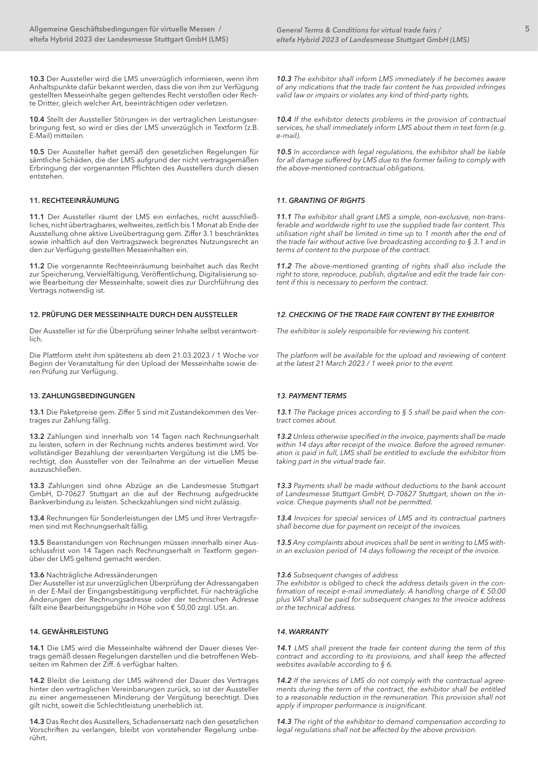**10.3** Der Aussteller wird die LMS unverzüglich informieren, wenn ihm Anhaltspunkte dafür bekannt werden, dass die von ihm zur Verfügung gestellten Messeinhalte gegen geltendes Recht verstoßen oder Rechte Dritter, gleich welcher Art, beeinträchtigen oder verletzen.

**10.4** Stellt der Aussteller Störungen in der vertraglichen Leistungserbringung fest, so wird er dies der LMS unverzüglich in Textform (z.B. E-Mail) mitteilen.

**10.5** Der Aussteller haftet gemäß den gesetzlichen Regelungen für sämtliche Schäden, die der LMS aufgrund der nicht vertragsgemäßen Erbringung der vorgenannten Pflichten des Ausstellers durch diesen entstehen.

### 11. RECHTEEINRÄUMUNG

**11.1** Der Aussteller räumt der LMS ein einfaches, nicht ausschließliches, nicht übertragbares, weltweites, zeitlich bis 1 Monat ab Ende der Ausstellung ohne aktive Liveübertragung gem. Ziffer 3.1 beschränktes sowie inhaltlich auf den Vertragszweck begrenztes Nutzungsrecht an den zur Verfügung gestellten Messeinhalten ein.

**11.2** Die vorgenannte Rechteeinräumung beinhaltet auch das Recht zur Speicherung, Vervielfältigung, Veröffentlichung, Digitalisierung sowie Bearbeitung der Messeinhalte, soweit dies zur Durchführung des Vertrags notwendig ist.

### 12. PRÜFUNG DER MESSEINHALTE DURCH DEN AUSSTELLER

Der Aussteller ist für die Überprüfung seiner Inhalte selbst verantwortlich.

Die Plattform steht ihm spätestens ab dem 21.03.2023 / 1 Woche vor Beginn der Veranstaltung für den Upload der Messeinhalte sowie deren Prüfung zur Verfügung.

### 13. ZAHLUNGSBEDINGUNGEN

**13.1** Die Paketpreise gem. Ziffer 5 sind mit Zustandekommen des Vertrages zur Zahlung fällig.

**13.2** Zahlungen sind innerhalb von 14 Tagen nach Rechnungserhalt zu leisten, sofern in der Rechnung nichts anderes bestimmt wird. Vor vollständiger Bezahlung der vereinbarten Vergütung ist die LMS berechtigt, den Aussteller von der Teilnahme an der virtuellen Messe auszuschließen.

**13.3** Zahlungen sind ohne Abzüge an die Landesmesse Stuttgart GmbH, D-70627 Stuttgart an die auf der Rechnung aufgedruckte Bankverbindung zu leisten. Scheckzahlungen sind nicht zulässig.

**13.4** Rechnungen für Sonderleistungen der LMS und ihrer Vertragsfirmen sind mit Rechnungserhalt fällig.

**13.5** Beanstandungen von Rechnungen müssen innerhalb einer Ausschlussfrist von 14 Tagen nach Rechnungserhalt in Textform gegenüber der LMS geltend gemacht werden.

**13.6** Nachträgliche Adressänderungen
Der Aussteller ist zur unverzüglichen Überprüfung der Adressangaben in der E-Mail der Eingangsbestätigung verpflichtet. Für nachträgliche Änderungen der Rechnungsadresse oder der technischen Adresse fällt eine Bearbeitungsgebühr in Höhe von € 50,00 zzgl. USt. an.

### 14. GEWÄHRLEISTUNG

**14.1** Die LMS wird die Messeinhalte während der Dauer dieses Vertrags gemäß dessen Regelungen darstellen und die betroffenen Webseiten im Rahmen der Ziff. 6 verfügbar halten.

**14.2** Bleibt die Leistung der LMS während der Dauer des Vertrages hinter den vertraglichen Vereinbarungen zurück, so ist der Aussteller zu einer angemessenen Minderung der Vergütung berechtigt. Dies gilt nicht, soweit die Schlechtleistung unerheblich ist.

**14.3** Das Recht des Ausstellers, Schadensersatz nach den gesetzlichen Vorschriften zu verlangen, bleibt von vorstehender Regelung unberührt.

*__10.3__ The exhibitor shall inform LMS immediately if he becomes aware of any indications that the trade fair content he has provided infringes valid law or impairs or violates any kind of third-party rights.*

*__10.4__ If the exhibitor detects problems in the provision of contractual services, he shall immediately inform LMS about them in text form (e.g. e-mail).*

*__10.5__ In accordance with legal regulations, the exhibitor shall be liable for all damage suffered by LMS due to the former failing to comply with the above-mentioned contractual obligations.*

### *11. GRANTING OF RIGHTS*

*__11.1__ The exhibitor shall grant LMS a simple, non-exclusive, non-transferable and worldwide right to use the supplied trade fair content. This utilisation right shall be limited in time up to 1 month after the end of the trade fair without active live broadcasting according to § 3.1 and in terms of content to the purpose of the contract.*

*__11.2__ The above-mentioned granting of rights shall also include the right to store, reproduce, publish, digitalise and edit the trade fair content if this is necessary to perform the contract.*

### *12. CHECKING OF THE TRADE FAIR CONTENT BY THE EXHIBITOR*

*The exhibitor is solely responsible for reviewing his content.*

*The platform will be available for the upload and reviewing of content at the latest 21 March 2023 / 1 week prior to the event.*

### *13. PAYMENT TERMS*

*__13.1__ The Package prices according to § 5 shall be paid when the contract comes about.*

*__13.2__ Unless otherwise specified in the invoice, payments shall be made within 14 days after receipt of the invoice. Before the agreed remuneration is paid in full, LMS shall be entitled to exclude the exhibitor from taking part in the virtual trade fair.*

*__13.3__ Payments shall be made without deductions to the bank account of Landesmesse Stuttgart GmbH, D-70627 Stuttgart, shown on the invoice. Cheque payments shall not be permitted.*

*__13.4__ Invoices for special services of LMS and its contractual partners shall become due for payment on receipt of the invoices.*

*__13.5__ Any complaints about invoices shall be sent in writing to LMS within an exclusion period of 14 days following the receipt of the invoice.*

*__13.6__ Subsequent changes of address*
*The exhibitor is obliged to check the address details given in the confirmation of receipt e-mail immediately. A handling charge of € 50.00 plus VAT shall be paid for subsequent changes to the invoice address or the technical address.*

### *14. WARRANTY*

*__14.1__ LMS shall present the trade fair content during the term of this contract and according to its provisions, and shall keep the affected websites available according to § 6.*

*__14.2__ If the services of LMS do not comply with the contractual agreements during the term of the contract, the exhibitor shall be entitled to a reasonable reduction in the remuneration. This provision shall not apply if improper performance is insignificant.*

*__14.3__ The right of the exhibitor to demand compensation according to legal regulations shall not be affected by the above provision.*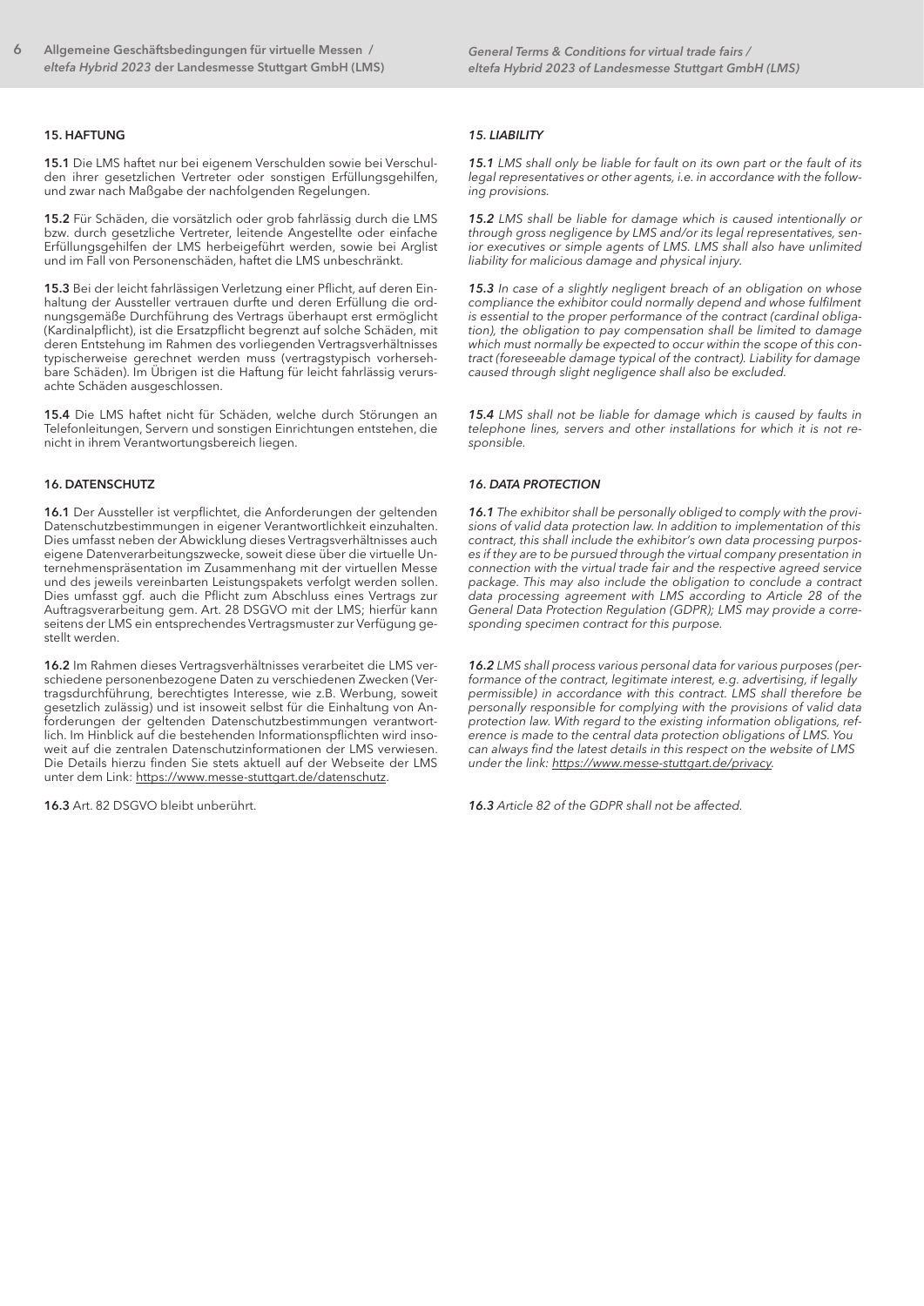## 15. HAFTUNG

**15.1** Die LMS haftet nur bei eigenem Verschulden sowie bei Verschulden ihrer gesetzlichen Vertreter oder sonstigen Erfüllungsgehilfen, und zwar nach Maßgabe der nachfolgenden Regelungen.

**15.2** Für Schäden, die vorsätzlich oder grob fahrlässig durch die LMS bzw. durch gesetzliche Vertreter, leitende Angestellte oder einfache Erfüllungsgehilfen der LMS herbeigeführt werden, sowie bei Arglist und im Fall von Personenschäden, haftet die LMS unbeschränkt.

**15.3** Bei der leicht fahrlässigen Verletzung einer Pflicht, auf deren Einhaltung der Aussteller vertrauen durfte und deren Erfüllung die ordnungsgemäße Durchführung des Vertrags überhaupt erst ermöglicht (Kardinalpflicht), ist die Ersatzpflicht begrenzt auf solche Schäden, mit deren Entstehung im Rahmen des vorliegenden Vertragsverhältnisses typischerweise gerechnet werden muss (vertragstypisch vorhersehbare Schäden). Im Übrigen ist die Haftung für leicht fahrlässig verursachte Schäden ausgeschlossen.

**15.4** Die LMS haftet nicht für Schäden, welche durch Störungen an Telefonleitungen, Servern und sonstigen Einrichtungen entstehen, die nicht in ihrem Verantwortungsbereich liegen.

## 16. DATENSCHUTZ

**16.1** Der Aussteller ist verpflichtet, die Anforderungen der geltenden Datenschutzbestimmungen in eigener Verantwortlichkeit einzuhalten. Dies umfasst neben der Abwicklung dieses Vertragsverhältnisses auch eigene Datenverarbeitungszwecke, soweit diese über die virtuelle Unternehmenspräsentation im Zusammenhang mit der virtuellen Messe und des jeweils vereinbarten Leistungspakets verfolgt werden sollen. Dies umfasst ggf. auch die Pflicht zum Abschluss eines Vertrags zur Auftragsverarbeitung gem. Art. 28 DSGVO mit der LMS; hierfür kann seitens der LMS ein entsprechendes Vertragsmuster zur Verfügung gestellt werden.

**16.2** Im Rahmen dieses Vertragsverhältnisses verarbeitet die LMS verschiedene personenbezogene Daten zu verschiedenen Zwecken (Vertragsdurchführung, berechtigtes Interesse, wie z.B. Werbung, soweit gesetzlich zulässig) und ist insoweit selbst für die Einhaltung von Anforderungen der geltenden Datenschutzbestimmungen verantwortlich. Im Hinblick auf die bestehenden Informationspflichten wird insoweit auf die zentralen Datenschutzinformationen der LMS verwiesen. Die Details hierzu finden Sie stets aktuell auf der Webseite der LMS unter dem Link: https://www.messe-stuttgart.de/datenschutz.

**16.3** Art. 82 DSGVO bleibt unberührt.

## *15. LIABILITY*

***15.1*** *LMS shall only be liable for fault on its own part or the fault of its legal representatives or other agents, i.e. in accordance with the following provisions.*

***15.2*** *LMS shall be liable for damage which is caused intentionally or through gross negligence by LMS and/or its legal representatives, senior executives or simple agents of LMS. LMS shall also have unlimited liability for malicious damage and physical injury.*

***15.3*** *In case of a slightly negligent breach of an obligation on whose compliance the exhibitor could normally depend and whose fulfilment is essential to the proper performance of the contract (cardinal obligation), the obligation to pay compensation shall be limited to damage which must normally be expected to occur within the scope of this contract (foreseeable damage typical of the contract). Liability for damage caused through slight negligence shall also be excluded.*

***15.4*** *LMS shall not be liable for damage which is caused by faults in telephone lines, servers and other installations for which it is not responsible.*

## *16. DATA PROTECTION*

***16.1*** *The exhibitor shall be personally obliged to comply with the provisions of valid data protection law. In addition to implementation of this contract, this shall include the exhibitor's own data processing purposes if they are to be pursued through the virtual company presentation in connection with the virtual trade fair and the respective agreed service package. This may also include the obligation to conclude a contract data processing agreement with LMS according to Article 28 of the General Data Protection Regulation (GDPR); LMS may provide a corresponding specimen contract for this purpose.*

***16.2*** *LMS shall process various personal data for various purposes (performance of the contract, legitimate interest, e.g. advertising, if legally permissible) in accordance with this contract. LMS shall therefore be personally responsible for complying with the provisions of valid data protection law. With regard to the existing information obligations, reference is made to the central data protection obligations of LMS. You can always find the latest details in this respect on the website of LMS under the link: https://www.messe-stuttgart.de/privacy.*

***16.3*** *Article 82 of the GDPR shall not be affected.*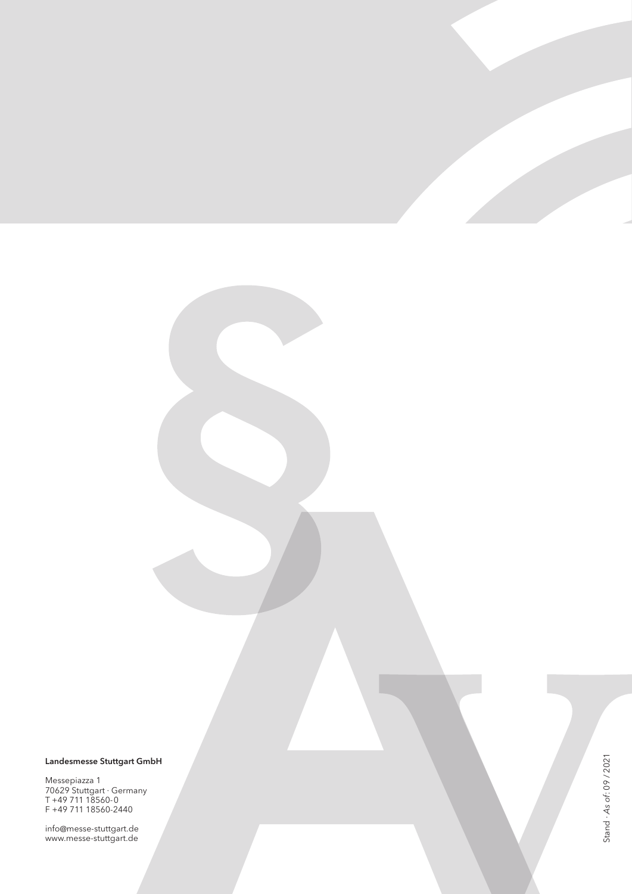**Landesmesse Stuttgart GmbH**

Messepiazza 1
70629 Stuttgart · Germany
T +49 711 18560-0
F +49 711 18560-2440

info@messe-stuttgart.de
www.messe-stuttgart.de

Stand · *As of:* 09 / 2021